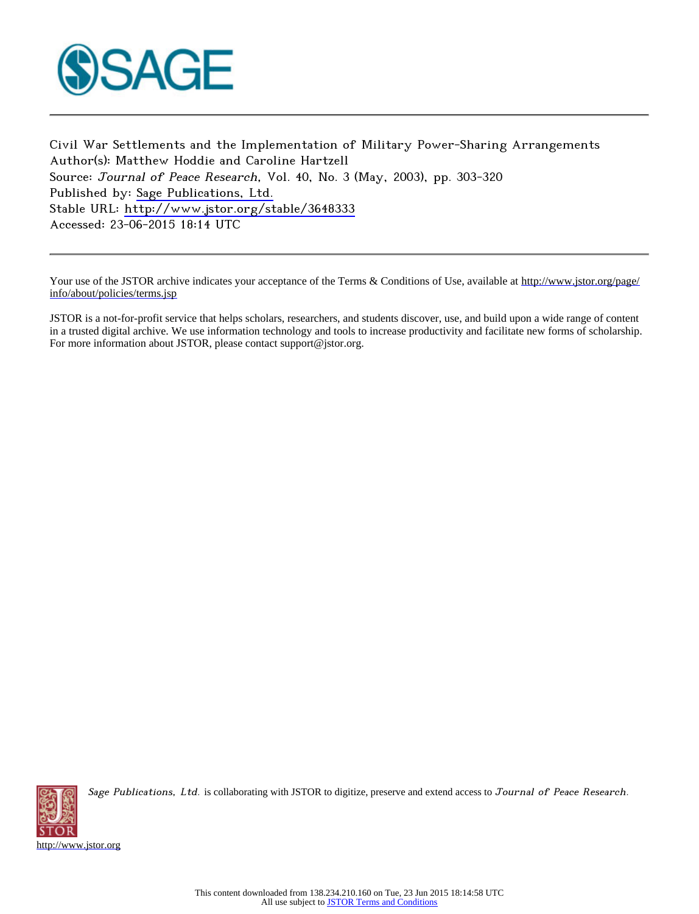Civil War Settlements and the Implementation of Military Power-Sharing Arrangements
Author(s): Matthew Hoddie and Caroline Hartzell
Source: *Journal of Peace Research*, Vol. 40, No. 3 (May, 2003), pp. 303-320
Published by: Sage Publications, Ltd.
Stable URL: http://www.jstor.org/stable/3648333
Accessed: 23-06-2015 18:14 UTC

---

Your use of the JSTOR archive indicates your acceptance of the Terms & Conditions of Use, available at http://www.jstor.org/page/info/about/policies/terms.jsp

JSTOR is a not-for-profit service that helps scholars, researchers, and students discover, use, and build upon a wide range of content in a trusted digital archive. We use information technology and tools to increase productivity and facilitate new forms of scholarship. For more information about JSTOR, please contact support@jstor.org.

*Sage Publications, Ltd.* is collaborating with JSTOR to digitize, preserve and extend access to *Journal of Peace Research*.

http://www.jstor.org

This content downloaded from 138.234.210.160 on Tue, 23 Jun 2015 18:14:58 UTC
All use subject to JSTOR Terms and Conditions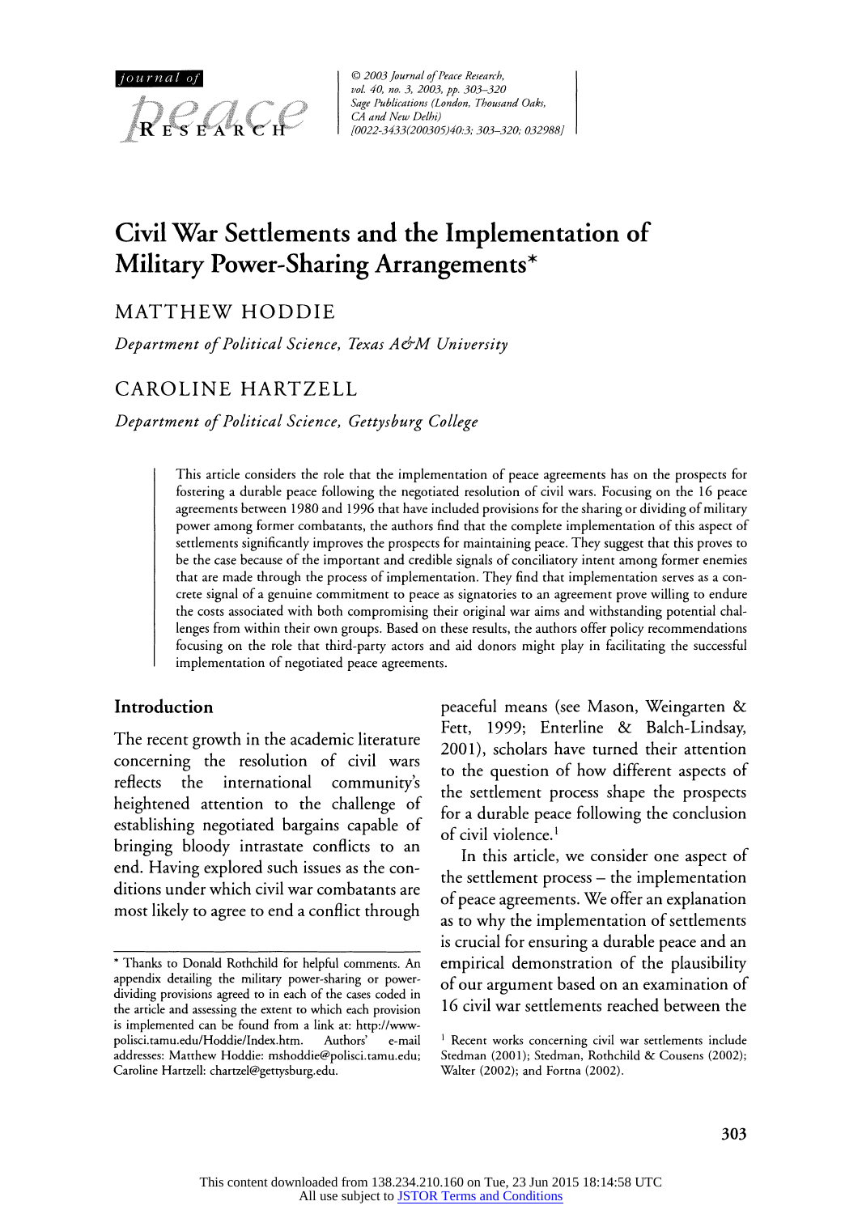# Civil War Settlements and the Implementation of Military Power-Sharing Arrangements*

MATTHEW HODDIE

*Department of Political Science, Texas A&M University*

CAROLINE HARTZELL

*Department of Political Science, Gettysburg College*

This article considers the role that the implementation of peace agreements has on the prospects for fostering a durable peace following the negotiated resolution of civil wars. Focusing on the 16 peace agreements between 1980 and 1996 that have included provisions for the sharing or dividing of military power among former combatants, the authors find that the complete implementation of this aspect of settlements significantly improves the prospects for maintaining peace. They suggest that this proves to be the case because of the important and credible signals of conciliatory intent among former enemies that are made through the process of implementation. They find that implementation serves as a concrete signal of a genuine commitment to peace as signatories to an agreement prove willing to endure the costs associated with both compromising their original war aims and withstanding potential challenges from within their own groups. Based on these results, the authors offer policy recommendations focusing on the role that third-party actors and aid donors might play in facilitating the successful implementation of negotiated peace agreements.

## Introduction

The recent growth in the academic literature concerning the resolution of civil wars reflects the international community's heightened attention to the challenge of establishing negotiated bargains capable of bringing bloody intrastate conflicts to an end. Having explored such issues as the conditions under which civil war combatants are most likely to agree to end a conflict through peaceful means (see Mason, Weingarten & Fett, 1999; Enterline & Balch-Lindsay, 2001), scholars have turned their attention to the question of how different aspects of the settlement process shape the prospects for a durable peace following the conclusion of civil violence.[1]

In this article, we consider one aspect of the settlement process – the implementation of peace agreements. We offer an explanation as to why the implementation of settlements is crucial for ensuring a durable peace and an empirical demonstration of the plausibility of our argument based on an examination of 16 civil war settlements reached between the

\* Thanks to Donald Rothchild for helpful comments. An appendix detailing the military power-sharing or power-dividing provisions agreed to in each of the cases coded in the article and assessing the extent to which each provision is implemented can be found from a link at: http://www-polisci.tamu.edu/Hoddie/Index.htm. Authors' e-mail addresses: Matthew Hoddie: mshoddie@polisci.tamu.edu; Caroline Hartzell: chartzel@gettysburg.edu.

[1] Recent works concerning civil war settlements include Stedman (2001); Stedman, Rothchild & Cousens (2002); Walter (2002); and Fortna (2002).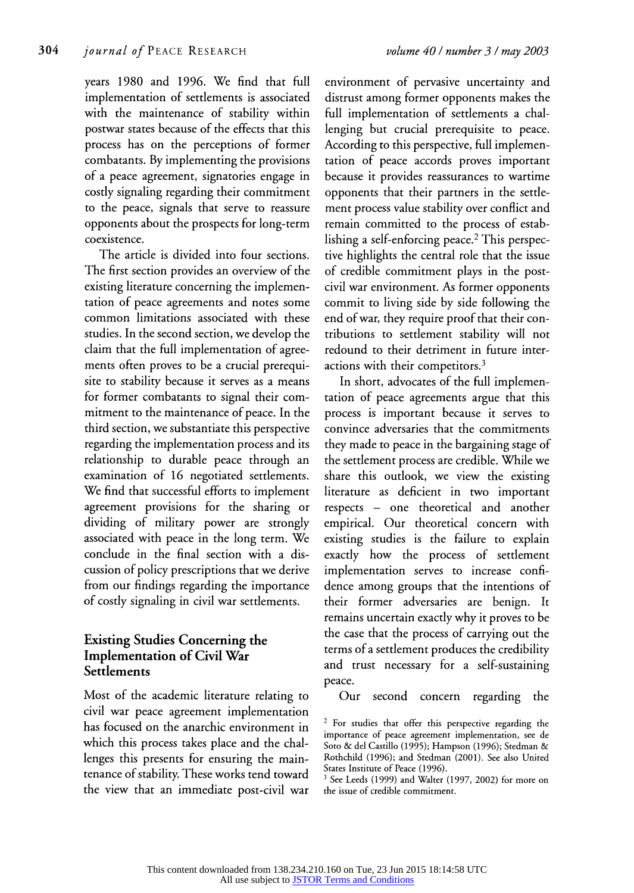years 1980 and 1996. We find that full implementation of settlements is associated with the maintenance of stability within postwar states because of the effects that this process has on the perceptions of former combatants. By implementing the provisions of a peace agreement, signatories engage in costly signaling regarding their commitment to the peace, signals that serve to reassure opponents about the prospects for long-term coexistence.

The article is divided into four sections. The first section provides an overview of the existing literature concerning the implementation of peace agreements and notes some common limitations associated with these studies. In the second section, we develop the claim that the full implementation of agreements often proves to be a crucial prerequisite to stability because it serves as a means for former combatants to signal their commitment to the maintenance of peace. In the third section, we substantiate this perspective regarding the implementation process and its relationship to durable peace through an examination of 16 negotiated settlements. We find that successful efforts to implement agreement provisions for the sharing or dividing of military power are strongly associated with peace in the long term. We conclude in the final section with a discussion of policy prescriptions that we derive from our findings regarding the importance of costly signaling in civil war settlements.

## Existing Studies Concerning the Implementation of Civil War Settlements

Most of the academic literature relating to civil war peace agreement implementation has focused on the anarchic environment in which this process takes place and the challenges this presents for ensuring the maintenance of stability. These works tend toward the view that an immediate post-civil war environment of pervasive uncertainty and distrust among former opponents makes the full implementation of settlements a challenging but crucial prerequisite to peace. According to this perspective, full implementation of peace accords proves important because it provides reassurances to wartime opponents that their partners in the settlement process value stability over conflict and remain committed to the process of establishing a self-enforcing peace.[2] This perspective highlights the central role that the issue of credible commitment plays in the post-civil war environment. As former opponents commit to living side by side following the end of war, they require proof that their contributions to settlement stability will not redound to their detriment in future interactions with their competitors.[3]

In short, advocates of the full implementation of peace agreements argue that this process is important because it serves to convince adversaries that the commitments they made to peace in the bargaining stage of the settlement process are credible. While we share this outlook, we view the existing literature as deficient in two important respects – one theoretical and another empirical. Our theoretical concern with existing studies is the failure to explain exactly how the process of settlement implementation serves to increase confidence among groups that the intentions of their former adversaries are benign. It remains uncertain exactly why it proves to be the case that the process of carrying out the terms of a settlement produces the credibility and trust necessary for a self-sustaining peace.

Our second concern regarding the

[2] For studies that offer this perspective regarding the importance of peace agreement implementation, see de Soto & del Castillo (1995); Hampson (1996); Stedman & Rothchild (1996); and Stedman (2001). See also United States Institute of Peace (1996).

[3] See Leeds (1999) and Walter (1997, 2002) for more on the issue of credible commitment.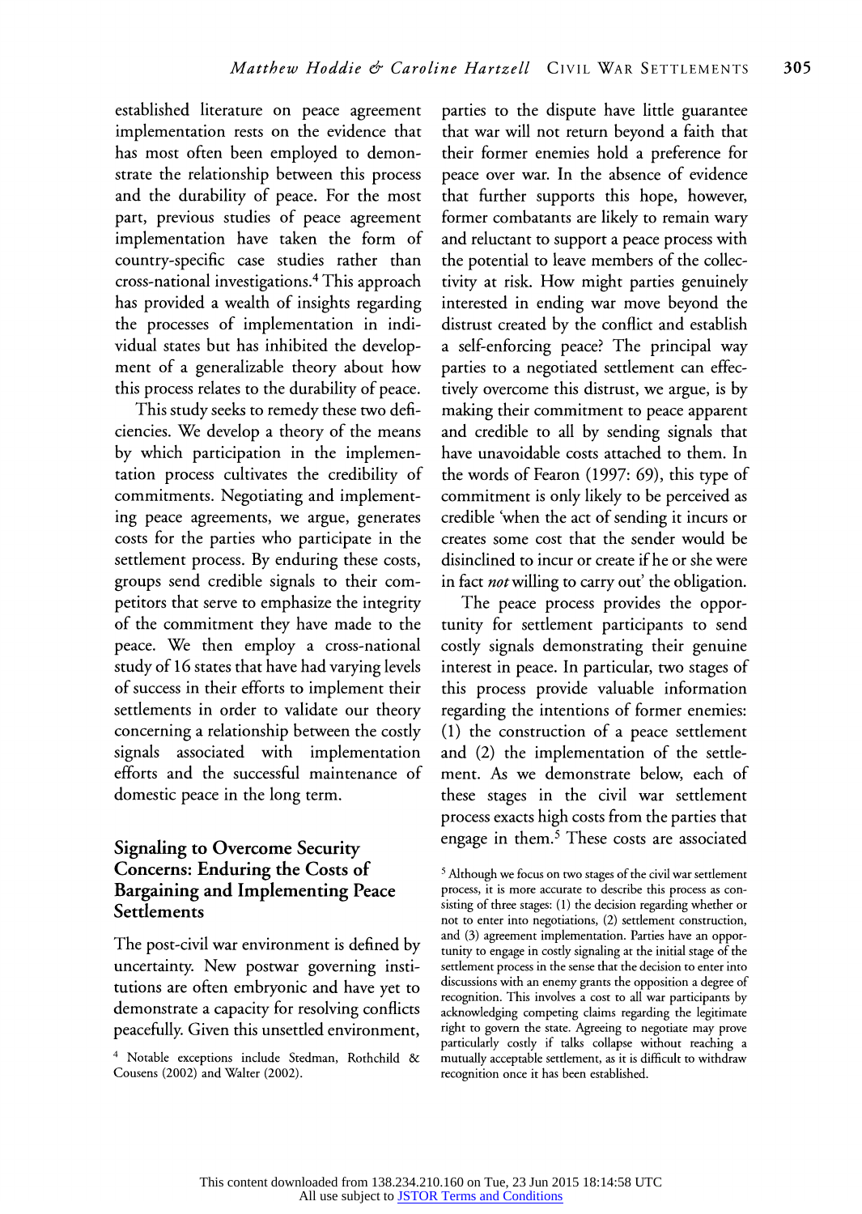established literature on peace agreement implementation rests on the evidence that has most often been employed to demonstrate the relationship between this process and the durability of peace. For the most part, previous studies of peace agreement implementation have taken the form of country-specific case studies rather than cross-national investigations.[4] This approach has provided a wealth of insights regarding the processes of implementation in individual states but has inhibited the development of a generalizable theory about how this process relates to the durability of peace.

This study seeks to remedy these two deficiencies. We develop a theory of the means by which participation in the implementation process cultivates the credibility of commitments. Negotiating and implementing peace agreements, we argue, generates costs for the parties who participate in the settlement process. By enduring these costs, groups send credible signals to their competitors that serve to emphasize the integrity of the commitment they have made to the peace. We then employ a cross-national study of 16 states that have had varying levels of success in their efforts to implement their settlements in order to validate our theory concerning a relationship between the costly signals associated with implementation efforts and the successful maintenance of domestic peace in the long term.

## Signaling to Overcome Security Concerns: Enduring the Costs of Bargaining and Implementing Peace Settlements

The post-civil war environment is defined by uncertainty. New postwar governing institutions are often embryonic and have yet to demonstrate a capacity for resolving conflicts peacefully. Given this unsettled environment, parties to the dispute have little guarantee that war will not return beyond a faith that their former enemies hold a preference for peace over war. In the absence of evidence that further supports this hope, however, former combatants are likely to remain wary and reluctant to support a peace process with the potential to leave members of the collectivity at risk. How might parties genuinely interested in ending war move beyond the distrust created by the conflict and establish a self-enforcing peace? The principal way parties to a negotiated settlement can effectively overcome this distrust, we argue, is by making their commitment to peace apparent and credible to all by sending signals that have unavoidable costs attached to them. In the words of Fearon (1997: 69), this type of commitment is only likely to be perceived as credible 'when the act of sending it incurs or creates some cost that the sender would be disinclined to incur or create if he or she were in fact *not* willing to carry out' the obligation.

The peace process provides the opportunity for settlement participants to send costly signals demonstrating their genuine interest in peace. In particular, two stages of this process provide valuable information regarding the intentions of former enemies: (1) the construction of a peace settlement and (2) the implementation of the settlement. As we demonstrate below, each of these stages in the civil war settlement process exacts high costs from the parties that engage in them.[5] These costs are associated

[4] Notable exceptions include Stedman, Rothchild & Cousens (2002) and Walter (2002).

[5] Although we focus on two stages of the civil war settlement process, it is more accurate to describe this process as consisting of three stages: (1) the decision regarding whether or not to enter into negotiations, (2) settlement construction, and (3) agreement implementation. Parties have an opportunity to engage in costly signaling at the initial stage of the settlement process in the sense that the decision to enter into discussions with an enemy grants the opposition a degree of recognition. This involves a cost to all war participants by acknowledging competing claims regarding the legitimate right to govern the state. Agreeing to negotiate may prove particularly costly if talks collapse without reaching a mutually acceptable settlement, as it is difficult to withdraw recognition once it has been established.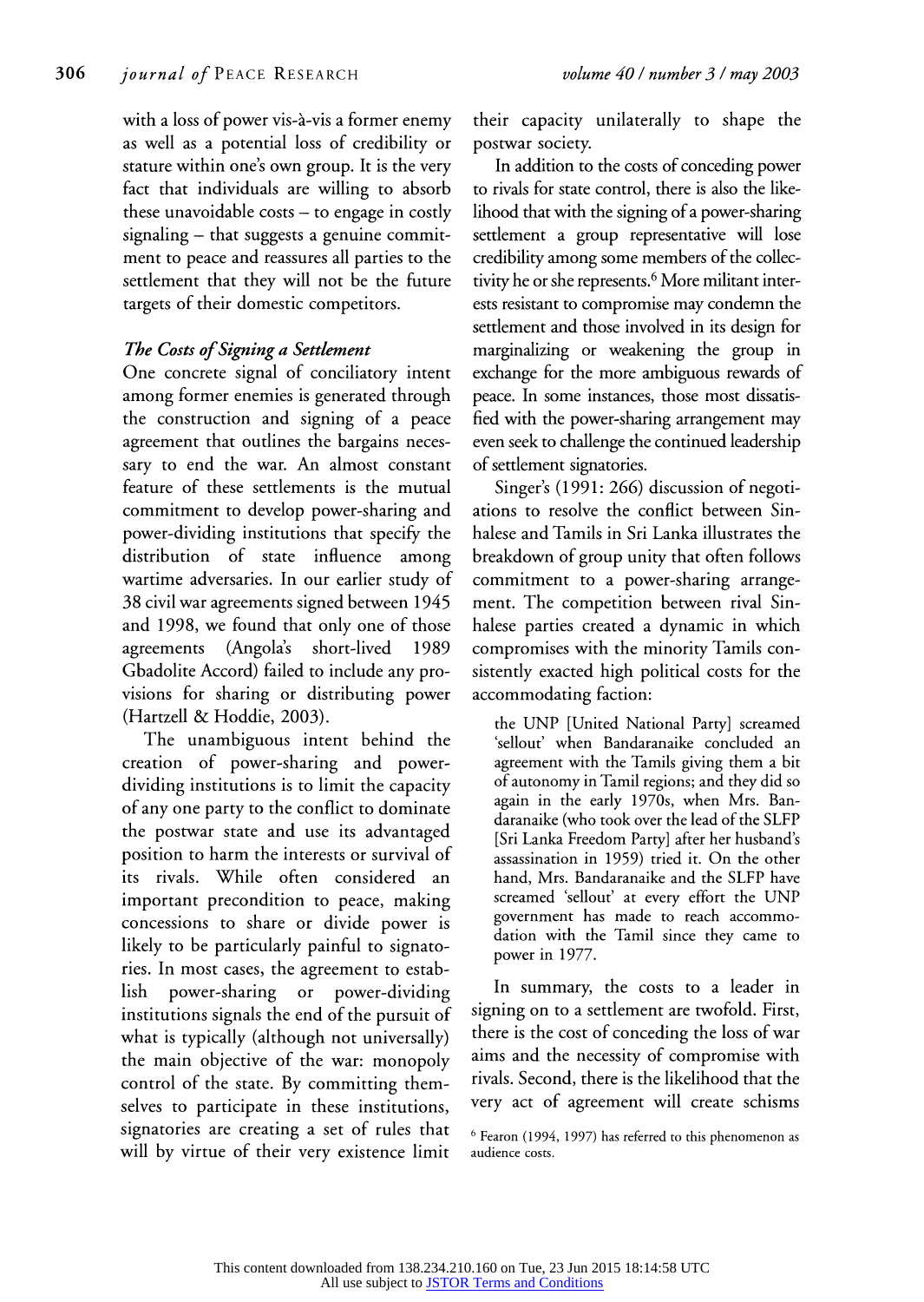with a loss of power vis-à-vis a former enemy as well as a potential loss of credibility or stature within one's own group. It is the very fact that individuals are willing to absorb these unavoidable costs – to engage in costly signaling – that suggests a genuine commitment to peace and reassures all parties to the settlement that they will not be the future targets of their domestic competitors.

### *The Costs of Signing a Settlement*

One concrete signal of conciliatory intent among former enemies is generated through the construction and signing of a peace agreement that outlines the bargains necessary to end the war. An almost constant feature of these settlements is the mutual commitment to develop power-sharing and power-dividing institutions that specify the distribution of state influence among wartime adversaries. In our earlier study of 38 civil war agreements signed between 1945 and 1998, we found that only one of those agreements (Angola's short-lived 1989 Gbadolite Accord) failed to include any provisions for sharing or distributing power (Hartzell & Hoddie, 2003).

The unambiguous intent behind the creation of power-sharing and power-dividing institutions is to limit the capacity of any one party to the conflict to dominate the postwar state and use its advantaged position to harm the interests or survival of its rivals. While often considered an important precondition to peace, making concessions to share or divide power is likely to be particularly painful to signatories. In most cases, the agreement to establish power-sharing or power-dividing institutions signals the end of the pursuit of what is typically (although not universally) the main objective of the war: monopoly control of the state. By committing themselves to participate in these institutions, signatories are creating a set of rules that will by virtue of their very existence limit their capacity unilaterally to shape the postwar society.

In addition to the costs of conceding power to rivals for state control, there is also the likelihood that with the signing of a power-sharing settlement a group representative will lose credibility among some members of the collectivity he or she represents.[6] More militant interests resistant to compromise may condemn the settlement and those involved in its design for marginalizing or weakening the group in exchange for the more ambiguous rewards of peace. In some instances, those most dissatisfied with the power-sharing arrangement may even seek to challenge the continued leadership of settlement signatories.

Singer's (1991: 266) discussion of negotiations to resolve the conflict between Sinhalese and Tamils in Sri Lanka illustrates the breakdown of group unity that often follows commitment to a power-sharing arrangement. The competition between rival Sinhalese parties created a dynamic in which compromises with the minority Tamils consistently exacted high political costs for the accommodating faction:

> the UNP [United National Party] screamed 'sellout' when Bandaranaike concluded an agreement with the Tamils giving them a bit of autonomy in Tamil regions; and they did so again in the early 1970s, when Mrs. Bandaranaike (who took over the lead of the SLFP [Sri Lanka Freedom Party] after her husband's assassination in 1959) tried it. On the other hand, Mrs. Bandaranaike and the SLFP have screamed 'sellout' at every effort the UNP government has made to reach accommodation with the Tamil since they came to power in 1977.

In summary, the costs to a leader in signing on to a settlement are twofold. First, there is the cost of conceding the loss of war aims and the necessity of compromise with rivals. Second, there is the likelihood that the very act of agreement will create schisms

[6] Fearon (1994, 1997) has referred to this phenomenon as audience costs.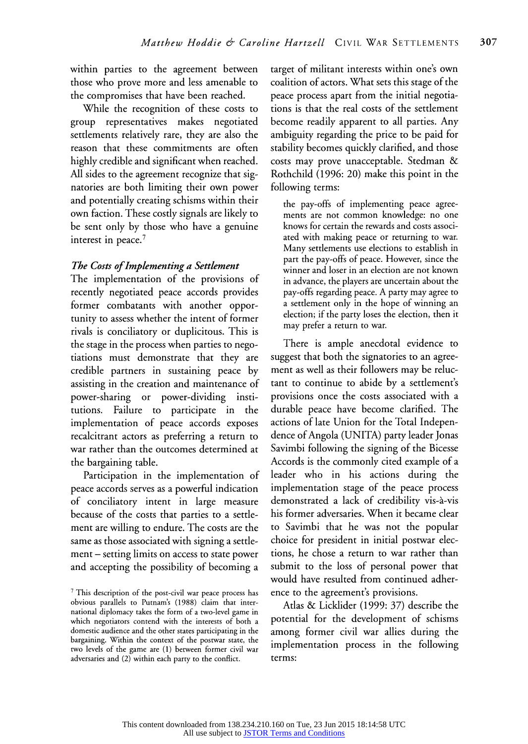within parties to the agreement between those who prove more and less amenable to the compromises that have been reached.

While the recognition of these costs to group representatives makes negotiated settlements relatively rare, they are also the reason that these commitments are often highly credible and significant when reached. All sides to the agreement recognize that signatories are both limiting their own power and potentially creating schisms within their own faction. These costly signals are likely to be sent only by those who have a genuine interest in peace.[7]

### *The Costs of Implementing a Settlement*

The implementation of the provisions of recently negotiated peace accords provides former combatants with another opportunity to assess whether the intent of former rivals is conciliatory or duplicitous. This is the stage in the process when parties to negotiations must demonstrate that they are credible partners in sustaining peace by assisting in the creation and maintenance of power-sharing or power-dividing institutions. Failure to participate in the implementation of peace accords exposes recalcitrant actors as preferring a return to war rather than the outcomes determined at the bargaining table.

Participation in the implementation of peace accords serves as a powerful indication of conciliatory intent in large measure because of the costs that parties to a settlement are willing to endure. The costs are the same as those associated with signing a settlement – setting limits on access to state power and accepting the possibility of becoming a target of militant interests within one's own coalition of actors. What sets this stage of the peace process apart from the initial negotiations is that the real costs of the settlement become readily apparent to all parties. Any ambiguity regarding the price to be paid for stability becomes quickly clarified, and those costs may prove unacceptable. Stedman & Rothchild (1996: 20) make this point in the following terms:

> the pay-offs of implementing peace agreements are not common knowledge: no one knows for certain the rewards and costs associated with making peace or returning to war. Many settlements use elections to establish in part the pay-offs of peace. However, since the winner and loser in an election are not known in advance, the players are uncertain about the pay-offs regarding peace. A party may agree to a settlement only in the hope of winning an election; if the party loses the election, then it may prefer a return to war.

There is ample anecdotal evidence to suggest that both the signatories to an agreement as well as their followers may be reluctant to continue to abide by a settlement's provisions once the costs associated with a durable peace have become clarified. The actions of late Union for the Total Independence of Angola (UNITA) party leader Jonas Savimbi following the signing of the Bicesse Accords is the commonly cited example of a leader who in his actions during the implementation stage of the peace process demonstrated a lack of credibility vis-à-vis his former adversaries. When it became clear to Savimbi that he was not the popular choice for president in initial postwar elections, he chose a return to war rather than submit to the loss of personal power that would have resulted from continued adherence to the agreement's provisions.

Atlas & Licklider (1999: 37) describe the potential for the development of schisms among former civil war allies during the implementation process in the following terms:

[7] This description of the post-civil war peace process has obvious parallels to Putnam's (1988) claim that international diplomacy takes the form of a two-level game in which negotiators contend with the interests of both a domestic audience and the other states participating in the bargaining. Within the context of the postwar state, the two levels of the game are (1) between former civil war adversaries and (2) within each party to the conflict.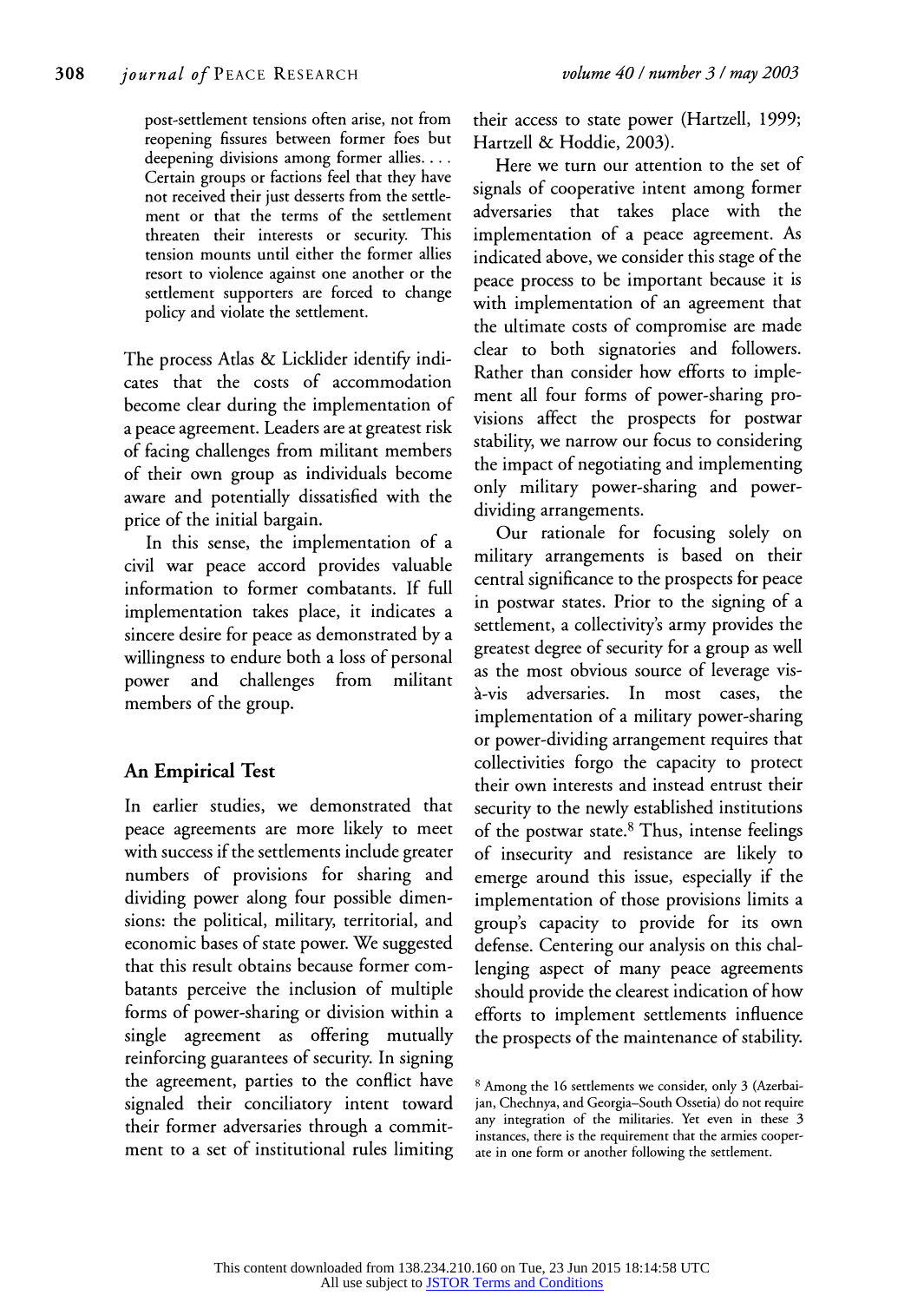> post-settlement tensions often arise, not from reopening fissures between former foes but deepening divisions among former allies. . . . Certain groups or factions feel that they have not received their just desserts from the settlement or that the terms of the settlement threaten their interests or security. This tension mounts until either the former allies resort to violence against one another or the settlement supporters are forced to change policy and violate the settlement.

The process Atlas & Licklider identify indicates that the costs of accommodation become clear during the implementation of a peace agreement. Leaders are at greatest risk of facing challenges from militant members of their own group as individuals become aware and potentially dissatisfied with the price of the initial bargain.

In this sense, the implementation of a civil war peace accord provides valuable information to former combatants. If full implementation takes place, it indicates a sincere desire for peace as demonstrated by a willingness to endure both a loss of personal power and challenges from militant members of the group.

## An Empirical Test

In earlier studies, we demonstrated that peace agreements are more likely to meet with success if the settlements include greater numbers of provisions for sharing and dividing power along four possible dimensions: the political, military, territorial, and economic bases of state power. We suggested that this result obtains because former combatants perceive the inclusion of multiple forms of power-sharing or division within a single agreement as offering mutually reinforcing guarantees of security. In signing the agreement, parties to the conflict have signaled their conciliatory intent toward their former adversaries through a commitment to a set of institutional rules limiting their access to state power (Hartzell, 1999; Hartzell & Hoddie, 2003).

Here we turn our attention to the set of signals of cooperative intent among former adversaries that takes place with the implementation of a peace agreement. As indicated above, we consider this stage of the peace process to be important because it is with implementation of an agreement that the ultimate costs of compromise are made clear to both signatories and followers. Rather than consider how efforts to implement all four forms of power-sharing provisions affect the prospects for postwar stability, we narrow our focus to considering the impact of negotiating and implementing only military power-sharing and power-dividing arrangements.

Our rationale for focusing solely on military arrangements is based on their central significance to the prospects for peace in postwar states. Prior to the signing of a settlement, a collectivity's army provides the greatest degree of security for a group as well as the most obvious source of leverage vis-à-vis adversaries. In most cases, the implementation of a military power-sharing or power-dividing arrangement requires that collectivities forgo the capacity to protect their own interests and instead entrust their security to the newly established institutions of the postwar state.[8] Thus, intense feelings of insecurity and resistance are likely to emerge around this issue, especially if the implementation of those provisions limits a group's capacity to provide for its own defense. Centering our analysis on this challenging aspect of many peace agreements should provide the clearest indication of how efforts to implement settlements influence the prospects of the maintenance of stability.

[8] Among the 16 settlements we consider, only 3 (Azerbaijan, Chechnya, and Georgia–South Ossetia) do not require any integration of the militaries. Yet even in these 3 instances, there is the requirement that the armies cooperate in one form or another following the settlement.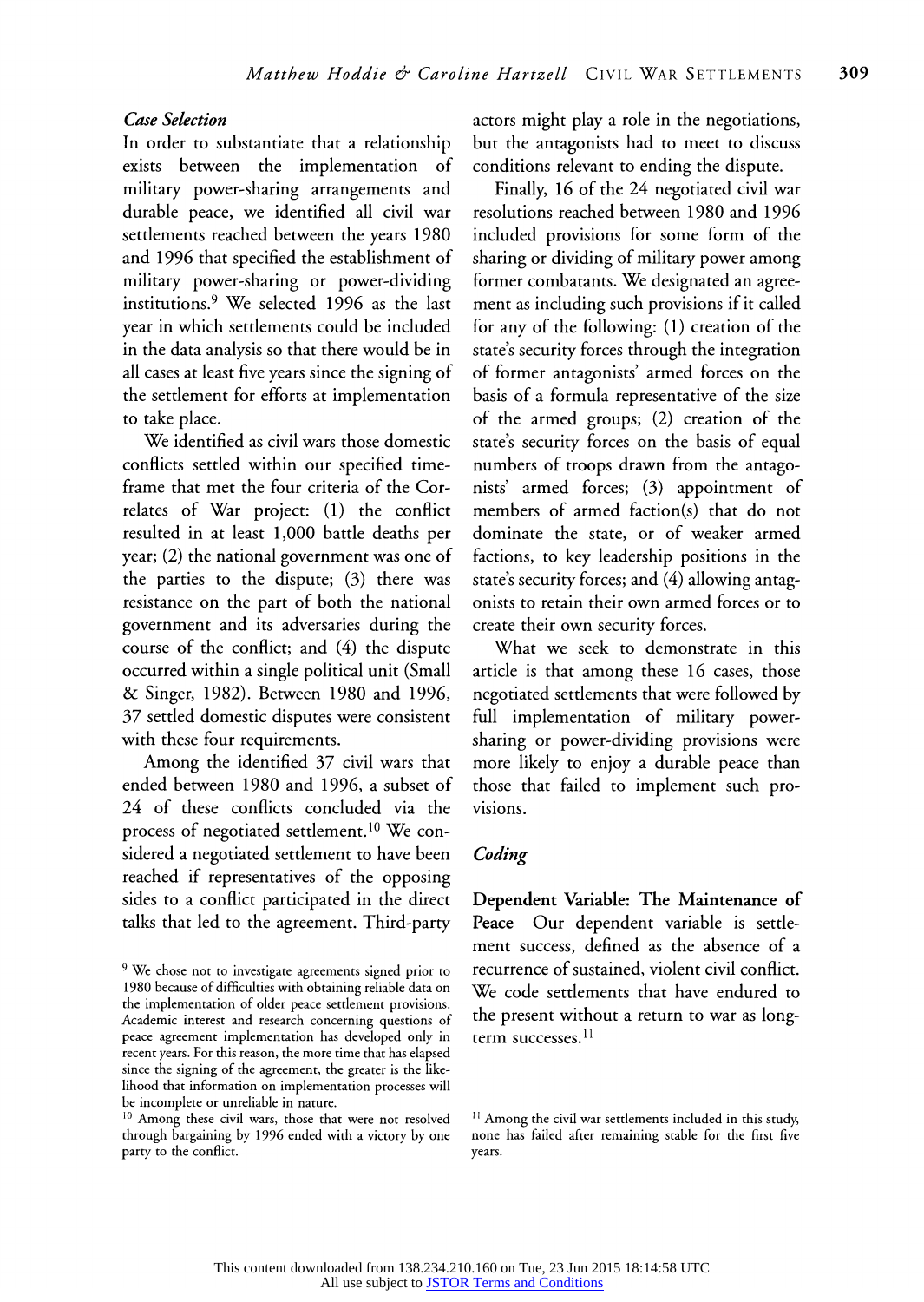### *Case Selection*

In order to substantiate that a relationship exists between the implementation of military power-sharing arrangements and durable peace, we identified all civil war settlements reached between the years 1980 and 1996 that specified the establishment of military power-sharing or power-dividing institutions.[9] We selected 1996 as the last year in which settlements could be included in the data analysis so that there would be in all cases at least five years since the signing of the settlement for efforts at implementation to take place.

We identified as civil wars those domestic conflicts settled within our specified timeframe that met the four criteria of the Correlates of War project: (1) the conflict resulted in at least 1,000 battle deaths per year; (2) the national government was one of the parties to the dispute; (3) there was resistance on the part of both the national government and its adversaries during the course of the conflict; and (4) the dispute occurred within a single political unit (Small & Singer, 1982). Between 1980 and 1996, 37 settled domestic disputes were consistent with these four requirements.

Among the identified 37 civil wars that ended between 1980 and 1996, a subset of 24 of these conflicts concluded via the process of negotiated settlement.[10] We considered a negotiated settlement to have been reached if representatives of the opposing sides to a conflict participated in the direct talks that led to the agreement. Third-party actors might play a role in the negotiations, but the antagonists had to meet to discuss conditions relevant to ending the dispute.

Finally, 16 of the 24 negotiated civil war resolutions reached between 1980 and 1996 included provisions for some form of the sharing or dividing of military power among former combatants. We designated an agreement as including such provisions if it called for any of the following: (1) creation of the state's security forces through the integration of former antagonists' armed forces on the basis of a formula representative of the size of the armed groups; (2) creation of the state's security forces on the basis of equal numbers of troops drawn from the antagonists' armed forces; (3) appointment of members of armed faction(s) that do not dominate the state, or of weaker armed factions, to key leadership positions in the state's security forces; and (4) allowing antagonists to retain their own armed forces or to create their own security forces.

What we seek to demonstrate in this article is that among these 16 cases, those negotiated settlements that were followed by full implementation of military power-sharing or power-dividing provisions were more likely to enjoy a durable peace than those that failed to implement such provisions.

### *Coding*

**Dependent Variable: The Maintenance of Peace** Our dependent variable is settlement success, defined as the absence of a recurrence of sustained, violent civil conflict. We code settlements that have endured to the present without a return to war as long-term successes.[11]

[9] We chose not to investigate agreements signed prior to 1980 because of difficulties with obtaining reliable data on the implementation of older peace settlement provisions. Academic interest and research concerning questions of peace agreement implementation has developed only in recent years. For this reason, the more time that has elapsed since the signing of the agreement, the greater is the likelihood that information on implementation processes will be incomplete or unreliable in nature.

[10] Among these civil wars, those that were not resolved through bargaining by 1996 ended with a victory by one party to the conflict.

[11] Among the civil war settlements included in this study, none has failed after remaining stable for the first five years.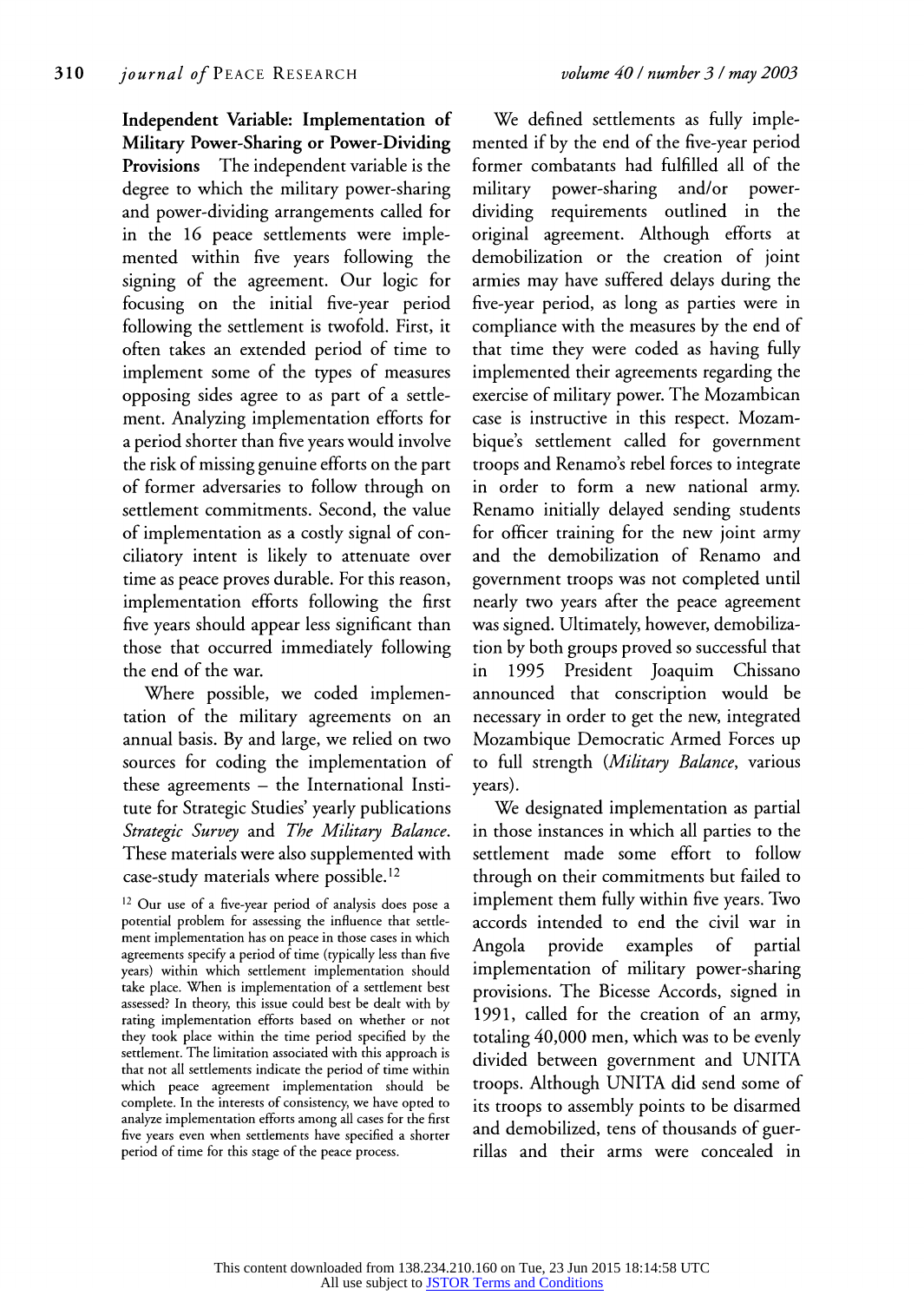**Independent Variable: Implementation of Military Power-Sharing or Power-Dividing Provisions** The independent variable is the degree to which the military power-sharing and power-dividing arrangements called for in the 16 peace settlements were implemented within five years following the signing of the agreement. Our logic for focusing on the initial five-year period following the settlement is twofold. First, it often takes an extended period of time to implement some of the types of measures opposing sides agree to as part of a settlement. Analyzing implementation efforts for a period shorter than five years would involve the risk of missing genuine efforts on the part of former adversaries to follow through on settlement commitments. Second, the value of implementation as a costly signal of conciliatory intent is likely to attenuate over time as peace proves durable. For this reason, implementation efforts following the first five years should appear less significant than those that occurred immediately following the end of the war.

Where possible, we coded implementation of the military agreements on an annual basis. By and large, we relied on two sources for coding the implementation of these agreements – the International Institute for Strategic Studies' yearly publications *Strategic Survey* and *The Military Balance*. These materials were also supplemented with case-study materials where possible.[12]

We defined settlements as fully implemented if by the end of the five-year period former combatants had fulfilled all of the military power-sharing and/or power-dividing requirements outlined in the original agreement. Although efforts at demobilization or the creation of joint armies may have suffered delays during the five-year period, as long as parties were in compliance with the measures by the end of that time they were coded as having fully implemented their agreements regarding the exercise of military power. The Mozambican case is instructive in this respect. Mozambique's settlement called for government troops and Renamo's rebel forces to integrate in order to form a new national army. Renamo initially delayed sending students for officer training for the new joint army and the demobilization of Renamo and government troops was not completed until nearly two years after the peace agreement was signed. Ultimately, however, demobilization by both groups proved so successful that in 1995 President Joaquim Chissano announced that conscription would be necessary in order to get the new, integrated Mozambique Democratic Armed Forces up to full strength (*Military Balance*, various years).

We designated implementation as partial in those instances in which all parties to the settlement made some effort to follow through on their commitments but failed to implement them fully within five years. Two accords intended to end the civil war in Angola provide examples of partial implementation of military power-sharing provisions. The Bicesse Accords, signed in 1991, called for the creation of an army, totaling 40,000 men, which was to be evenly divided between government and UNITA troops. Although UNITA did send some of its troops to assembly points to be disarmed and demobilized, tens of thousands of guerrillas and their arms were concealed in

[12] Our use of a five-year period of analysis does pose a potential problem for assessing the influence that settlement implementation has on peace in those cases in which agreements specify a period of time (typically less than five years) within which settlement implementation should take place. When is implementation of a settlement best assessed? In theory, this issue could best be dealt with by rating implementation efforts based on whether or not they took place within the time period specified by the settlement. The limitation associated with this approach is that not all settlements indicate the period of time within which peace agreement implementation should be complete. In the interests of consistency, we have opted to analyze implementation efforts among all cases for the first five years even when settlements have specified a shorter period of time for this stage of the peace process.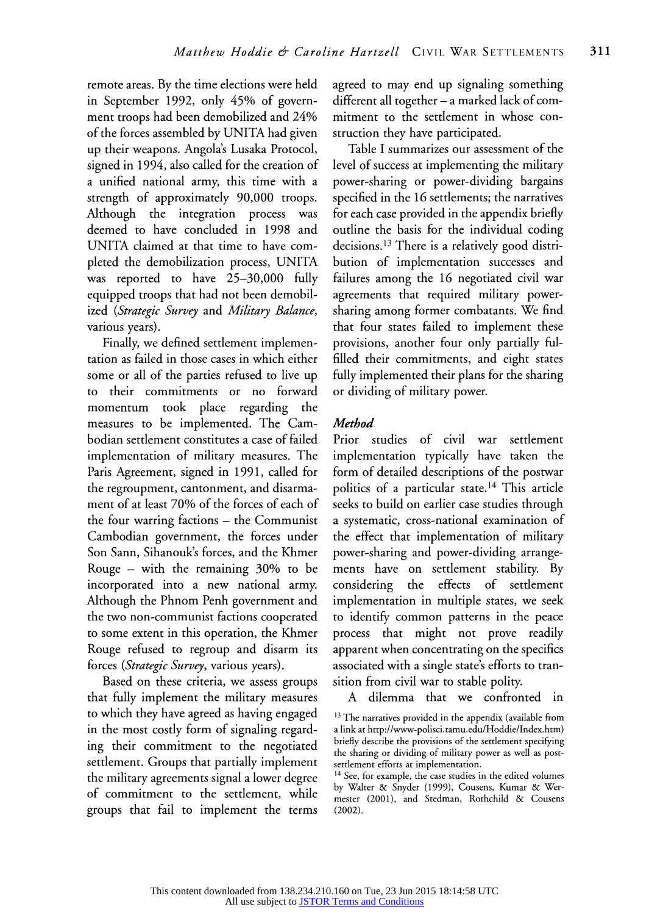remote areas. By the time elections were held in September 1992, only 45% of government troops had been demobilized and 24% of the forces assembled by UNITA had given up their weapons. Angola's Lusaka Protocol, signed in 1994, also called for the creation of a unified national army, this time with a strength of approximately 90,000 troops. Although the integration process was deemed to have concluded in 1998 and UNITA claimed at that time to have completed the demobilization process, UNITA was reported to have 25–30,000 fully equipped troops that had not been demobilized (*Strategic Survey* and *Military Balance*, various years).

Finally, we defined settlement implementation as failed in those cases in which either some or all of the parties refused to live up to their commitments or no forward momentum took place regarding the measures to be implemented. The Cambodian settlement constitutes a case of failed implementation of military measures. The Paris Agreement, signed in 1991, called for the regroupment, cantonment, and disarmament of at least 70% of the forces of each of the four warring factions – the Communist Cambodian government, the forces under Son Sann, Sihanouk's forces, and the Khmer Rouge – with the remaining 30% to be incorporated into a new national army. Although the Phnom Penh government and the two non-communist factions cooperated to some extent in this operation, the Khmer Rouge refused to regroup and disarm its forces (*Strategic Survey*, various years).

Based on these criteria, we assess groups that fully implement the military measures to which they have agreed as having engaged in the most costly form of signaling regarding their commitment to the negotiated settlement. Groups that partially implement the military agreements signal a lower degree of commitment to the settlement, while groups that fail to implement the terms agreed to may end up signaling something different all together – a marked lack of commitment to the settlement in whose construction they have participated.

Table I summarizes our assessment of the level of success at implementing the military power-sharing or power-dividing bargains specified in the 16 settlements; the narratives for each case provided in the appendix briefly outline the basis for the individual coding decisions.[13] There is a relatively good distribution of implementation successes and failures among the 16 negotiated civil war agreements that required military power-sharing among former combatants. We find that four states failed to implement these provisions, another four only partially fulfilled their commitments, and eight states fully implemented their plans for the sharing or dividing of military power.

### Method

Prior studies of civil war settlement implementation typically have taken the form of detailed descriptions of the postwar politics of a particular state.[14] This article seeks to build on earlier case studies through a systematic, cross-national examination of the effect that implementation of military power-sharing and power-dividing arrangements have on settlement stability. By considering the effects of settlement implementation in multiple states, we seek to identify common patterns in the peace process that might not prove readily apparent when concentrating on the specifics associated with a single state's efforts to transition from civil war to stable polity.

A dilemma that we confronted in

[13] The narratives provided in the appendix (available from a link at http://www-polisci.tamu.edu/Hoddie/Index.htm) briefly describe the provisions of the settlement specifying the sharing or dividing of military power as well as post-settlement efforts at implementation.

[14] See, for example, the case studies in the edited volumes by Walter & Snyder (1999), Cousens, Kumar & Wermester (2001), and Stedman, Rothchild & Cousens (2002).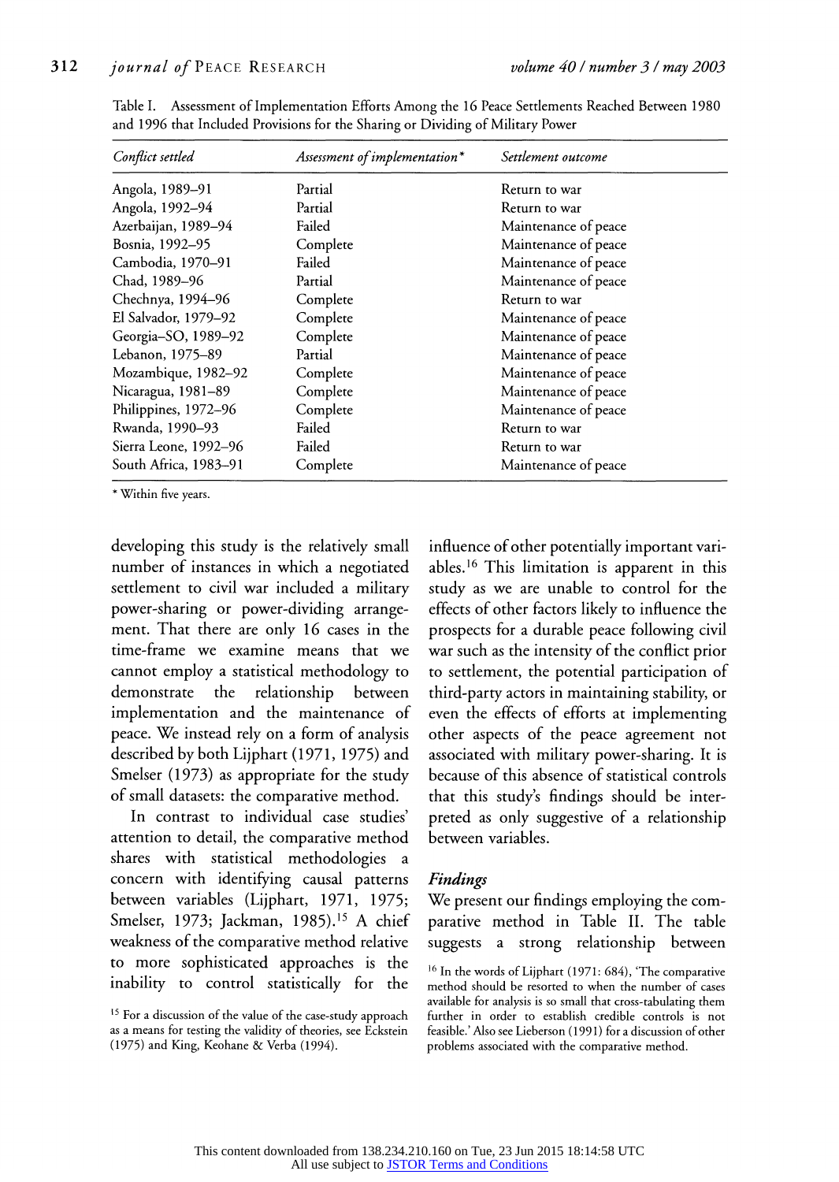Table I. Assessment of Implementation Efforts Among the 16 Peace Settlements Reached Between 1980 and 1996 that Included Provisions for the Sharing or Dividing of Military Power

| *Conflict settled* | *Assessment of implementation\** | *Settlement outcome* |
|---|---|---|
| Angola, 1989–91 | Partial | Return to war |
| Angola, 1992–94 | Partial | Return to war |
| Azerbaijan, 1989–94 | Failed | Maintenance of peace |
| Bosnia, 1992–95 | Complete | Maintenance of peace |
| Cambodia, 1970–91 | Failed | Maintenance of peace |
| Chad, 1989–96 | Partial | Maintenance of peace |
| Chechnya, 1994–96 | Complete | Return to war |
| El Salvador, 1979–92 | Complete | Maintenance of peace |
| Georgia–SO, 1989–92 | Complete | Maintenance of peace |
| Lebanon, 1975–89 | Partial | Maintenance of peace |
| Mozambique, 1982–92 | Complete | Maintenance of peace |
| Nicaragua, 1981–89 | Complete | Maintenance of peace |
| Philippines, 1972–96 | Complete | Maintenance of peace |
| Rwanda, 1990–93 | Failed | Return to war |
| Sierra Leone, 1992–96 | Failed | Return to war |
| South Africa, 1983–91 | Complete | Maintenance of peace |

\* Within five years.

developing this study is the relatively small number of instances in which a negotiated settlement to civil war included a military power-sharing or power-dividing arrangement. That there are only 16 cases in the time-frame we examine means that we cannot employ a statistical methodology to demonstrate the relationship between implementation and the maintenance of peace. We instead rely on a form of analysis described by both Lijphart (1971, 1975) and Smelser (1973) as appropriate for the study of small datasets: the comparative method.

In contrast to individual case studies' attention to detail, the comparative method shares with statistical methodologies a concern with identifying causal patterns between variables (Lijphart, 1971, 1975; Smelser, 1973; Jackman, 1985).[15] A chief weakness of the comparative method relative to more sophisticated approaches is the inability to control statistically for the influence of other potentially important variables.[16] This limitation is apparent in this study as we are unable to control for the effects of other factors likely to influence the prospects for a durable peace following civil war such as the intensity of the conflict prior to settlement, the potential participation of third-party actors in maintaining stability, or even the effects of efforts at implementing other aspects of the peace agreement not associated with military power-sharing. It is because of this absence of statistical controls that this study's findings should be interpreted as only suggestive of a relationship between variables.

### *Findings*

We present our findings employing the comparative method in Table II. The table suggests a strong relationship between

[15] For a discussion of the value of the case-study approach as a means for testing the validity of theories, see Eckstein (1975) and King, Keohane & Verba (1994).

[16] In the words of Lijphart (1971: 684), 'The comparative method should be resorted to when the number of cases available for analysis is so small that cross-tabulating them further in order to establish credible controls is not feasible.' Also see Lieberson (1991) for a discussion of other problems associated with the comparative method.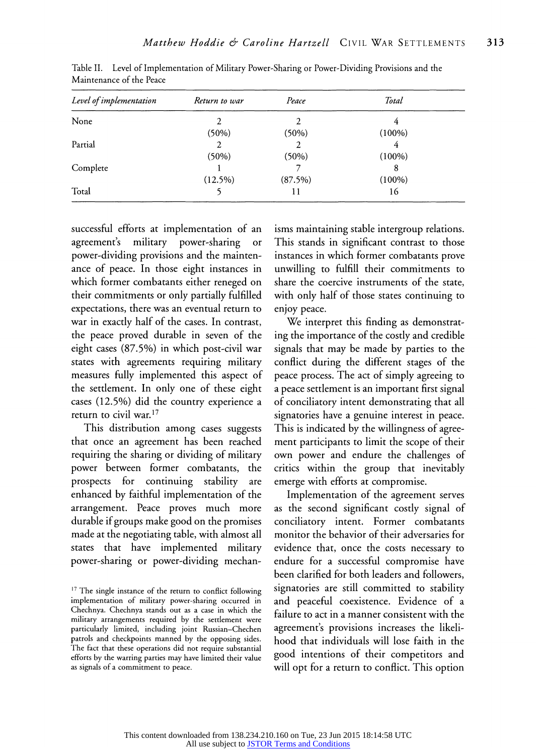Table II. Level of Implementation of Military Power-Sharing or Power-Dividing Provisions and the Maintenance of the Peace

| *Level of implementation* | *Return to war* | *Peace* | *Total* |
|---|---|---|---|
| None | 2 (50%) | 2 (50%) | 4 (100%) |
| Partial | 2 (50%) | 2 (50%) | 4 (100%) |
| Complete | 1 (12.5%) | 7 (87.5%) | 8 (100%) |
| Total | 5 | 11 | 16 |

successful efforts at implementation of an agreement's military power-sharing or power-dividing provisions and the maintenance of peace. In those eight instances in which former combatants either reneged on their commitments or only partially fulfilled expectations, there was an eventual return to war in exactly half of the cases. In contrast, the peace proved durable in seven of the eight cases (87.5%) in which post-civil war states with agreements requiring military measures fully implemented this aspect of the settlement. In only one of these eight cases (12.5%) did the country experience a return to civil war.[17]

This distribution among cases suggests that once an agreement has been reached requiring the sharing or dividing of military power between former combatants, the prospects for continuing stability are enhanced by faithful implementation of the arrangement. Peace proves much more durable if groups make good on the promises made at the negotiating table, with almost all states that have implemented military power-sharing or power-dividing mechanisms maintaining stable intergroup relations. This stands in significant contrast to those instances in which former combatants prove unwilling to fulfill their commitments to share the coercive instruments of the state, with only half of those states continuing to enjoy peace.

We interpret this finding as demonstrating the importance of the costly and credible signals that may be made by parties to the conflict during the different stages of the peace process. The act of simply agreeing to a peace settlement is an important first signal of conciliatory intent demonstrating that all signatories have a genuine interest in peace. This is indicated by the willingness of agreement participants to limit the scope of their own power and endure the challenges of critics within the group that inevitably emerge with efforts at compromise.

Implementation of the agreement serves as the second significant costly signal of conciliatory intent. Former combatants monitor the behavior of their adversaries for evidence that, once the costs necessary to endure for a successful compromise have been clarified for both leaders and followers, signatories are still committed to stability and peaceful coexistence. Evidence of a failure to act in a manner consistent with the agreement's provisions increases the likelihood that individuals will lose faith in the good intentions of their competitors and will opt for a return to conflict. This option

[17] The single instance of the return to conflict following implementation of military power-sharing occurred in Chechnya. Chechnya stands out as a case in which the military arrangements required by the settlement were particularly limited, including joint Russian–Chechen patrols and checkpoints manned by the opposing sides. The fact that these operations did not require substantial efforts by the warring parties may have limited their value as signals of a commitment to peace.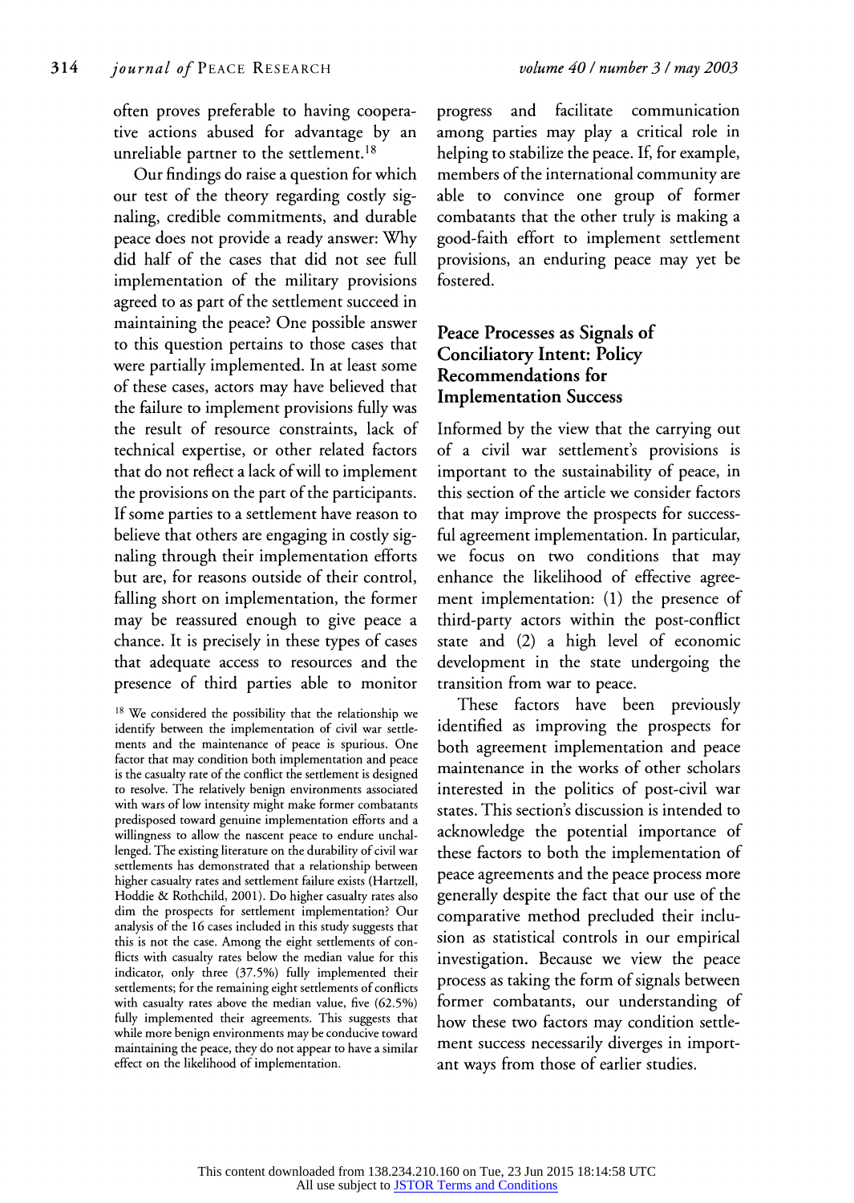often proves preferable to having cooperative actions abused for advantage by an unreliable partner to the settlement.[18]

Our findings do raise a question for which our test of the theory regarding costly signaling, credible commitments, and durable peace does not provide a ready answer: Why did half of the cases that did not see full implementation of the military provisions agreed to as part of the settlement succeed in maintaining the peace? One possible answer to this question pertains to those cases that were partially implemented. In at least some of these cases, actors may have believed that the failure to implement provisions fully was the result of resource constraints, lack of technical expertise, or other related factors that do not reflect a lack of will to implement the provisions on the part of the participants. If some parties to a settlement have reason to believe that others are engaging in costly signaling through their implementation efforts but are, for reasons outside of their control, falling short on implementation, the former may be reassured enough to give peace a chance. It is precisely in these types of cases that adequate access to resources and the presence of third parties able to monitor progress and facilitate communication among parties may play a critical role in helping to stabilize the peace. If, for example, members of the international community are able to convince one group of former combatants that the other truly is making a good-faith effort to implement settlement provisions, an enduring peace may yet be fostered.

[18] We considered the possibility that the relationship we identify between the implementation of civil war settlements and the maintenance of peace is spurious. One factor that may condition both implementation and peace is the casualty rate of the conflict the settlement is designed to resolve. The relatively benign environments associated with wars of low intensity might make former combatants predisposed toward genuine implementation efforts and a willingness to allow the nascent peace to endure unchallenged. The existing literature on the durability of civil war settlements has demonstrated that a relationship between higher casualty rates and settlement failure exists (Hartzell, Hoddie & Rothchild, 2001). Do higher casualty rates also dim the prospects for settlement implementation? Our analysis of the 16 cases included in this study suggests that this is not the case. Among the eight settlements of conflicts with casualty rates below the median value for this indicator, only three (37.5%) fully implemented their settlements; for the remaining eight settlements of conflicts with casualty rates above the median value, five (62.5%) fully implemented their agreements. This suggests that while more benign environments may be conducive toward maintaining the peace, they do not appear to have a similar effect on the likelihood of implementation.

## Peace Processes as Signals of Conciliatory Intent: Policy Recommendations for Implementation Success

Informed by the view that the carrying out of a civil war settlement's provisions is important to the sustainability of peace, in this section of the article we consider factors that may improve the prospects for successful agreement implementation. In particular, we focus on two conditions that may enhance the likelihood of effective agreement implementation: (1) the presence of third-party actors within the post-conflict state and (2) a high level of economic development in the state undergoing the transition from war to peace.

These factors have been previously identified as improving the prospects for both agreement implementation and peace maintenance in the works of other scholars interested in the politics of post-civil war states. This section's discussion is intended to acknowledge the potential importance of these factors to both the implementation of peace agreements and the peace process more generally despite the fact that our use of the comparative method precluded their inclusion as statistical controls in our empirical investigation. Because we view the peace process as taking the form of signals between former combatants, our understanding of how these two factors may condition settlement success necessarily diverges in important ways from those of earlier studies.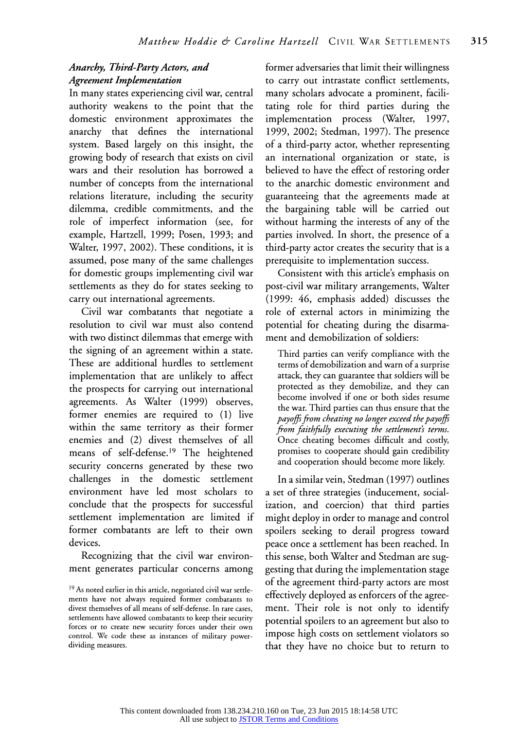### *Anarchy, Third-Party Actors, and Agreement Implementation*

In many states experiencing civil war, central authority weakens to the point that the domestic environment approximates the anarchy that defines the international system. Based largely on this insight, the growing body of research that exists on civil wars and their resolution has borrowed a number of concepts from the international relations literature, including the security dilemma, credible commitments, and the role of imperfect information (see, for example, Hartzell, 1999; Posen, 1993; and Walter, 1997, 2002). These conditions, it is assumed, pose many of the same challenges for domestic groups implementing civil war settlements as they do for states seeking to carry out international agreements.

Civil war combatants that negotiate a resolution to civil war must also contend with two distinct dilemmas that emerge with the signing of an agreement within a state. These are additional hurdles to settlement implementation that are unlikely to affect the prospects for carrying out international agreements. As Walter (1999) observes, former enemies are required to (1) live within the same territory as their former enemies and (2) divest themselves of all means of self-defense.[19] The heightened security concerns generated by these two challenges in the domestic settlement environment have led most scholars to conclude that the prospects for successful settlement implementation are limited if former combatants are left to their own devices.

Recognizing that the civil war environment generates particular concerns among former adversaries that limit their willingness to carry out intrastate conflict settlements, many scholars advocate a prominent, facilitating role for third parties during the implementation process (Walter, 1997, 1999, 2002; Stedman, 1997). The presence of a third-party actor, whether representing an international organization or state, is believed to have the effect of restoring order to the anarchic domestic environment and guaranteeing that the agreements made at the bargaining table will be carried out without harming the interests of any of the parties involved. In short, the presence of a third-party actor creates the security that is a prerequisite to implementation success.

Consistent with this article's emphasis on post-civil war military arrangements, Walter (1999: 46, emphasis added) discusses the role of external actors in minimizing the potential for cheating during the disarmament and demobilization of soldiers:

> Third parties can verify compliance with the terms of demobilization and warn of a surprise attack, they can guarantee that soldiers will be protected as they demobilize, and they can become involved if one or both sides resume the war. Third parties can thus ensure that the *payoffs from cheating no longer exceed the payoffs from faithfully executing the settlement's terms.* Once cheating becomes difficult and costly, promises to cooperate should gain credibility and cooperation should become more likely.

In a similar vein, Stedman (1997) outlines a set of three strategies (inducement, socialization, and coercion) that third parties might deploy in order to manage and control spoilers seeking to derail progress toward peace once a settlement has been reached. In this sense, both Walter and Stedman are suggesting that during the implementation stage of the agreement third-party actors are most effectively deployed as enforcers of the agreement. Their role is not only to identify potential spoilers to an agreement but also to impose high costs on settlement violators so that they have no choice but to return to

[19] As noted earlier in this article, negotiated civil war settlements have not always required former combatants to divest themselves of all means of self-defense. In rare cases, settlements have allowed combatants to keep their security forces or to create new security forces under their own control. We code these as instances of military power-dividing measures.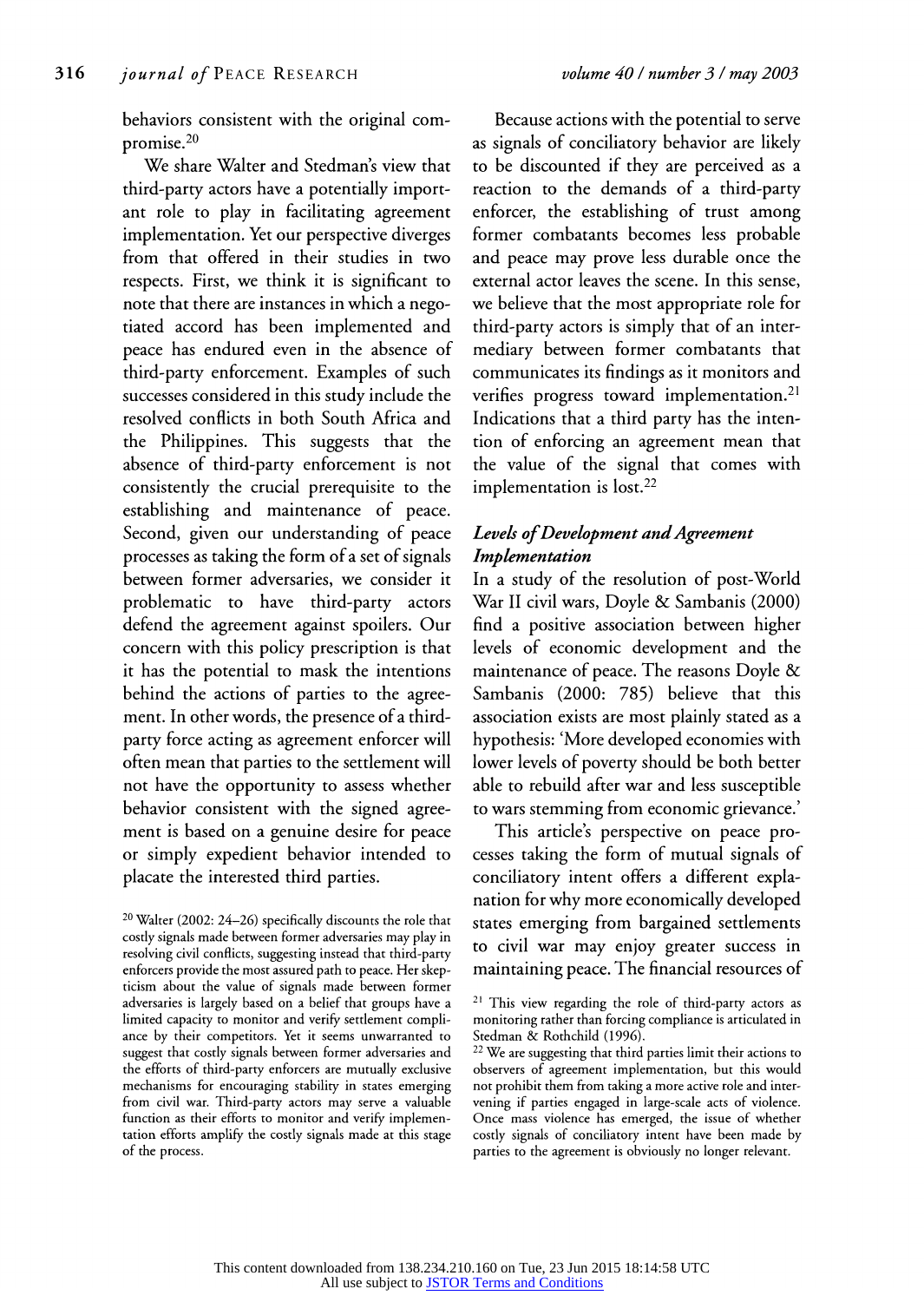behaviors consistent with the original compromise.[20]

We share Walter and Stedman's view that third-party actors have a potentially important role to play in facilitating agreement implementation. Yet our perspective diverges from that offered in their studies in two respects. First, we think it is significant to note that there are instances in which a negotiated accord has been implemented and peace has endured even in the absence of third-party enforcement. Examples of such successes considered in this study include the resolved conflicts in both South Africa and the Philippines. This suggests that the absence of third-party enforcement is not consistently the crucial prerequisite to the establishing and maintenance of peace. Second, given our understanding of peace processes as taking the form of a set of signals between former adversaries, we consider it problematic to have third-party actors defend the agreement against spoilers. Our concern with this policy prescription is that it has the potential to mask the intentions behind the actions of parties to the agreement. In other words, the presence of a third-party force acting as agreement enforcer will often mean that parties to the settlement will not have the opportunity to assess whether behavior consistent with the signed agreement is based on a genuine desire for peace or simply expedient behavior intended to placate the interested third parties.

Because actions with the potential to serve as signals of conciliatory behavior are likely to be discounted if they are perceived as a reaction to the demands of a third-party enforcer, the establishing of trust among former combatants becomes less probable and peace may prove less durable once the external actor leaves the scene. In this sense, we believe that the most appropriate role for third-party actors is simply that of an intermediary between former combatants that communicates its findings as it monitors and verifies progress toward implementation.[21] Indications that a third party has the intention of enforcing an agreement mean that the value of the signal that comes with implementation is lost.[22]

### *Levels of Development and Agreement Implementation*

In a study of the resolution of post-World War II civil wars, Doyle & Sambanis (2000) find a positive association between higher levels of economic development and the maintenance of peace. The reasons Doyle & Sambanis (2000: 785) believe that this association exists are most plainly stated as a hypothesis: 'More developed economies with lower levels of poverty should be both better able to rebuild after war and less susceptible to wars stemming from economic grievance.'

This article's perspective on peace processes taking the form of mutual signals of conciliatory intent offers a different explanation for why more economically developed states emerging from bargained settlements to civil war may enjoy greater success in maintaining peace. The financial resources of

[20] Walter (2002: 24–26) specifically discounts the role that costly signals made between former adversaries may play in resolving civil conflicts, suggesting instead that third-party enforcers provide the most assured path to peace. Her skepticism about the value of signals made between former adversaries is largely based on a belief that groups have a limited capacity to monitor and verify settlement compliance by their competitors. Yet it seems unwarranted to suggest that costly signals between former adversaries and the efforts of third-party enforcers are mutually exclusive mechanisms for encouraging stability in states emerging from civil war. Third-party actors may serve a valuable function as their efforts to monitor and verify implementation efforts amplify the costly signals made at this stage of the process.

[21] This view regarding the role of third-party actors as monitoring rather than forcing compliance is articulated in Stedman & Rothchild (1996).

[22] We are suggesting that third parties limit their actions to observers of agreement implementation, but this would not prohibit them from taking a more active role and intervening if parties engaged in large-scale acts of violence. Once mass violence has emerged, the issue of whether costly signals of conciliatory intent have been made by parties to the agreement is obviously no longer relevant.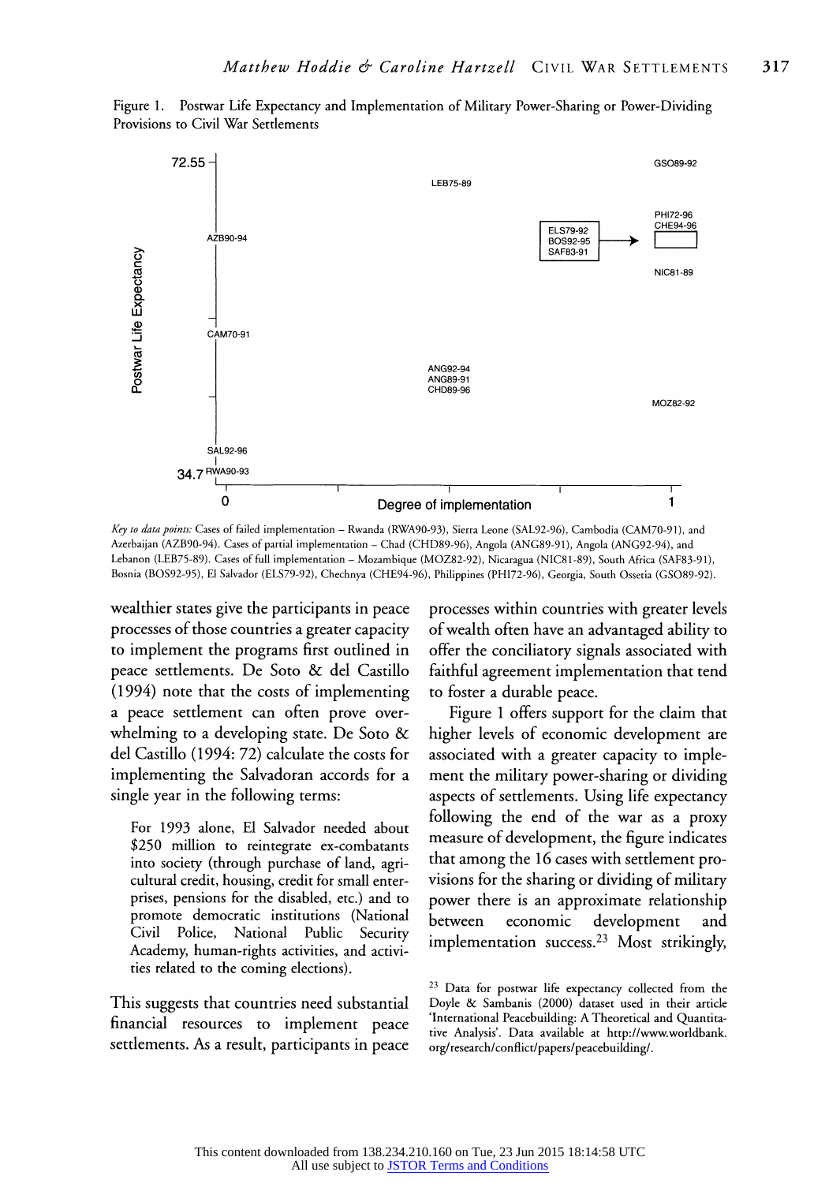Figure 1. Postwar Life Expectancy and Implementation of Military Power-Sharing or Power-Dividing Provisions to Civil War Settlements

*Key to data points:* Cases of failed implementation – Rwanda (RWA90-93), Sierra Leone (SAL92-96), Cambodia (CAM70-91), and Azerbaijan (AZB90-94). Cases of partial implementation – Chad (CHD89-96), Angola (ANG89-91), Angola (ANG92-94), and Lebanon (LEB75-89). Cases of full implementation – Mozambique (MOZ82-92), Nicaragua (NIC81-89), South Africa (SAF83-91), Bosnia (BOS92-95), El Salvador (ELS79-92), Chechnya (CHE94-96), Philippines (PHI72-96), Georgia, South Ossetia (GSO89-92).

wealthier states give the participants in peace processes of those countries a greater capacity to implement the programs first outlined in peace settlements. De Soto & del Castillo (1994) note that the costs of implementing a peace settlement can often prove overwhelming to a developing state. De Soto & del Castillo (1994: 72) calculate the costs for implementing the Salvadoran accords for a single year in the following terms:

> For 1993 alone, El Salvador needed about $250 million to reintegrate ex-combatants into society (through purchase of land, agricultural credit, housing, credit for small enterprises, pensions for the disabled, etc.) and to promote democratic institutions (National Civil Police, National Public Security Academy, human-rights activities, and activities related to the coming elections).

This suggests that countries need substantial financial resources to implement peace settlements. As a result, participants in peace processes within countries with greater levels of wealth often have an advantaged ability to offer the conciliatory signals associated with faithful agreement implementation that tend to foster a durable peace.

Figure 1 offers support for the claim that higher levels of economic development are associated with a greater capacity to implement the military power-sharing or dividing aspects of settlements. Using life expectancy following the end of the war as a proxy measure of development, the figure indicates that among the 16 cases with settlement provisions for the sharing or dividing of military power there is an approximate relationship between economic development and implementation success.[23] Most strikingly,

[23] Data for postwar life expectancy collected from the Doyle & Sambanis (2000) dataset used in their article 'International Peacebuilding: A Theoretical and Quantitative Analysis'. Data available at http://www.worldbank.org/research/conflict/papers/peacebuilding/.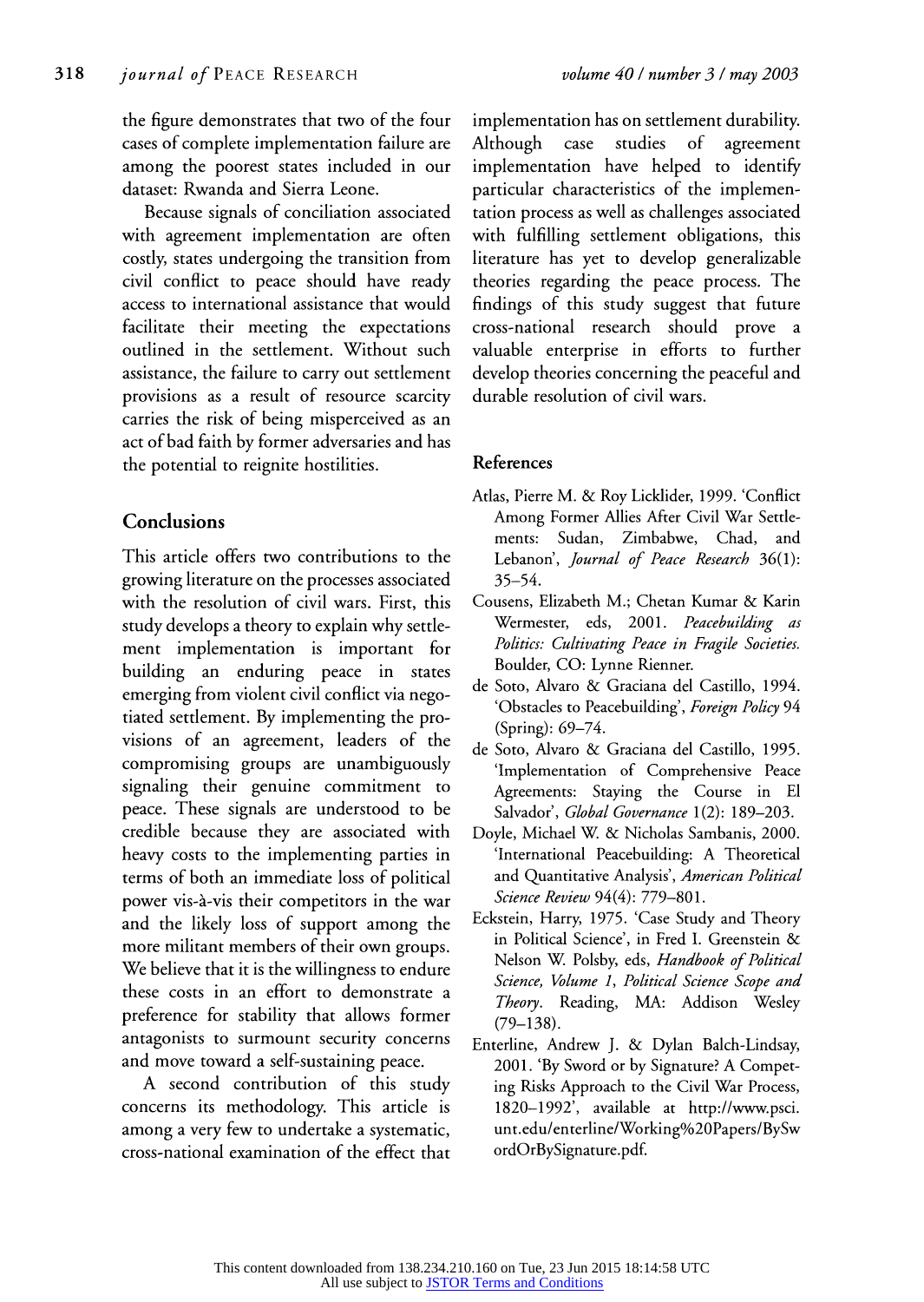the figure demonstrates that two of the four cases of complete implementation failure are among the poorest states included in our dataset: Rwanda and Sierra Leone.

Because signals of conciliation associated with agreement implementation are often costly, states undergoing the transition from civil conflict to peace should have ready access to international assistance that would facilitate their meeting the expectations outlined in the settlement. Without such assistance, the failure to carry out settlement provisions as a result of resource scarcity carries the risk of being misperceived as an act of bad faith by former adversaries and has the potential to reignite hostilities.

## Conclusions

This article offers two contributions to the growing literature on the processes associated with the resolution of civil wars. First, this study develops a theory to explain why settlement implementation is important for building an enduring peace in states emerging from violent civil conflict via negotiated settlement. By implementing the provisions of an agreement, leaders of the compromising groups are unambiguously signaling their genuine commitment to peace. These signals are understood to be credible because they are associated with heavy costs to the implementing parties in terms of both an immediate loss of political power vis-à-vis their competitors in the war and the likely loss of support among the more militant members of their own groups. We believe that it is the willingness to endure these costs in an effort to demonstrate a preference for stability that allows former antagonists to surmount security concerns and move toward a self-sustaining peace.

A second contribution of this study concerns its methodology. This article is among a very few to undertake a systematic, cross-national examination of the effect that implementation has on settlement durability. Although case studies of agreement implementation have helped to identify particular characteristics of the implementation process as well as challenges associated with fulfilling settlement obligations, this literature has yet to develop generalizable theories regarding the peace process. The findings of this study suggest that future cross-national research should prove a valuable enterprise in efforts to further develop theories concerning the peaceful and durable resolution of civil wars.

## References

Atlas, Pierre M. & Roy Licklider, 1999. 'Conflict Among Former Allies After Civil War Settlements: Sudan, Zimbabwe, Chad, and Lebanon', *Journal of Peace Research* 36(1): 35–54.

Cousens, Elizabeth M.; Chetan Kumar & Karin Wermester, eds, 2001. *Peacebuilding as Politics: Cultivating Peace in Fragile Societies.* Boulder, CO: Lynne Rienner.

de Soto, Alvaro & Graciana del Castillo, 1994. 'Obstacles to Peacebuilding', *Foreign Policy* 94 (Spring): 69–74.

de Soto, Alvaro & Graciana del Castillo, 1995. 'Implementation of Comprehensive Peace Agreements: Staying the Course in El Salvador', *Global Governance* 1(2): 189–203.

Doyle, Michael W. & Nicholas Sambanis, 2000. 'International Peacebuilding: A Theoretical and Quantitative Analysis', *American Political Science Review* 94(4): 779–801.

Eckstein, Harry, 1975. 'Case Study and Theory in Political Science', in Fred I. Greenstein & Nelson W. Polsby, eds, *Handbook of Political Science, Volume 1, Political Science Scope and Theory*. Reading, MA: Addison Wesley (79–138).

Enterline, Andrew J. & Dylan Balch-Lindsay, 2001. 'By Sword or by Signature? A Competing Risks Approach to the Civil War Process, 1820–1992', available at http://www.psci.unt.edu/enterline/Working%20Papers/BySwordOrBySignature.pdf.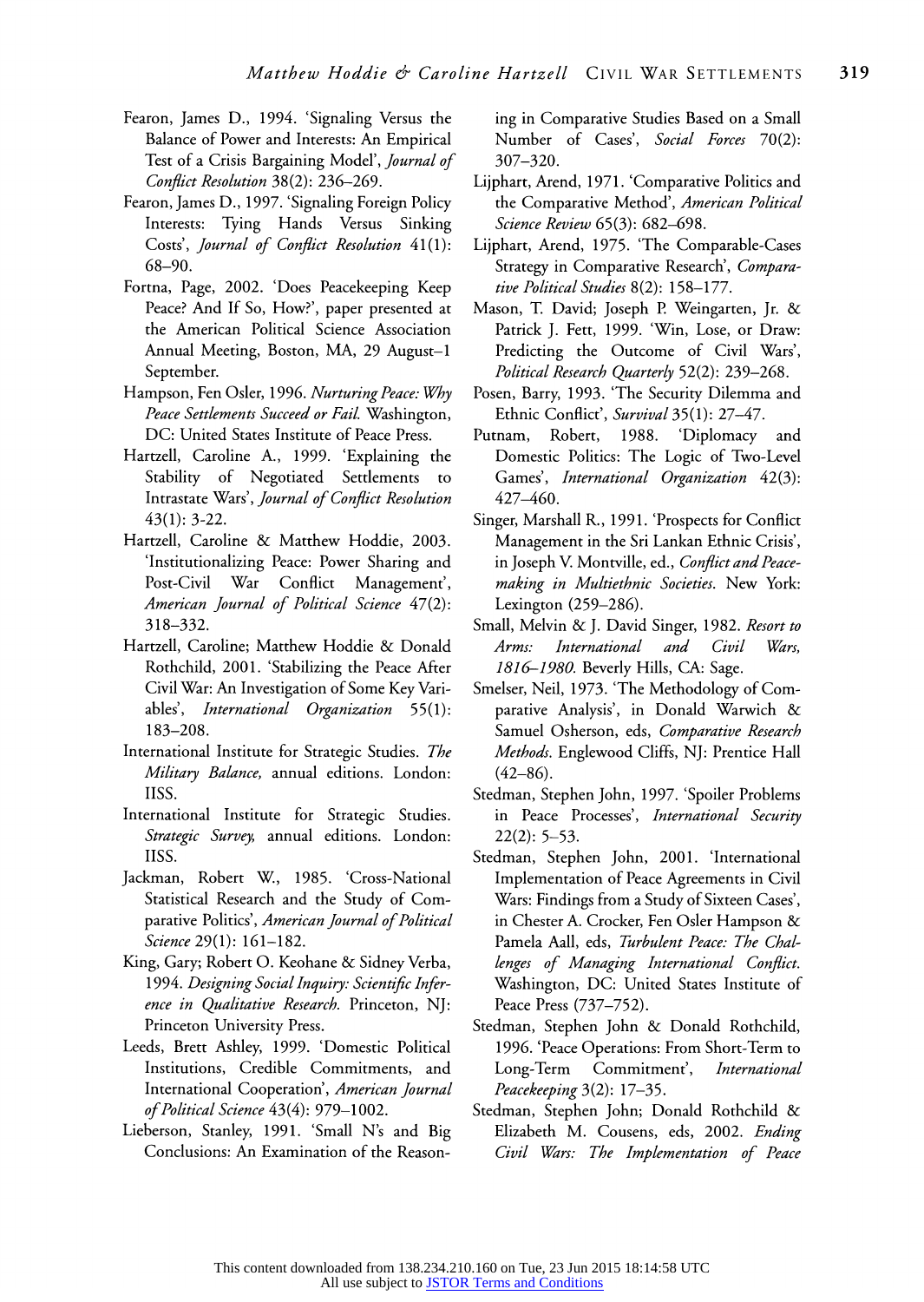Fearon, James D., 1994. 'Signaling Versus the Balance of Power and Interests: An Empirical Test of a Crisis Bargaining Model', *Journal of Conflict Resolution* 38(2): 236–269.

Fearon, James D., 1997. 'Signaling Foreign Policy Interests: Tying Hands Versus Sinking Costs', *Journal of Conflict Resolution* 41(1): 68–90.

Fortna, Page, 2002. 'Does Peacekeeping Keep Peace? And If So, How?', paper presented at the American Political Science Association Annual Meeting, Boston, MA, 29 August–1 September.

Hampson, Fen Osler, 1996. *Nurturing Peace: Why Peace Settlements Succeed or Fail.* Washington, DC: United States Institute of Peace Press.

Hartzell, Caroline A., 1999. 'Explaining the Stability of Negotiated Settlements to Intrastate Wars', *Journal of Conflict Resolution* 43(1): 3-22.

Hartzell, Caroline & Matthew Hoddie, 2003. 'Institutionalizing Peace: Power Sharing and Post-Civil War Conflict Management', *American Journal of Political Science* 47(2): 318–332.

Hartzell, Caroline; Matthew Hoddie & Donald Rothchild, 2001. 'Stabilizing the Peace After Civil War: An Investigation of Some Key Variables', *International Organization* 55(1): 183–208.

International Institute for Strategic Studies. *The Military Balance,* annual editions. London: IISS.

International Institute for Strategic Studies. *Strategic Survey,* annual editions. London: IISS.

Jackman, Robert W., 1985. 'Cross-National Statistical Research and the Study of Comparative Politics', *American Journal of Political Science* 29(1): 161–182.

King, Gary; Robert O. Keohane & Sidney Verba, 1994. *Designing Social Inquiry: Scientific Inference in Qualitative Research.* Princeton, NJ: Princeton University Press.

Leeds, Brett Ashley, 1999. 'Domestic Political Institutions, Credible Commitments, and International Cooperation', *American Journal of Political Science* 43(4): 979–1002.

Lieberson, Stanley, 1991. 'Small N's and Big Conclusions: An Examination of the Reasoning in Comparative Studies Based on a Small Number of Cases', *Social Forces* 70(2): 307–320.

Lijphart, Arend, 1971. 'Comparative Politics and the Comparative Method', *American Political Science Review* 65(3): 682–698.

Lijphart, Arend, 1975. 'The Comparable-Cases Strategy in Comparative Research', *Comparative Political Studies* 8(2): 158–177.

Mason, T. David; Joseph P. Weingarten, Jr. & Patrick J. Fett, 1999. 'Win, Lose, or Draw: Predicting the Outcome of Civil Wars', *Political Research Quarterly* 52(2): 239–268.

Posen, Barry, 1993. 'The Security Dilemma and Ethnic Conflict', *Survival* 35(1): 27–47.

Putnam, Robert, 1988. 'Diplomacy and Domestic Politics: The Logic of Two-Level Games', *International Organization* 42(3): 427–460.

Singer, Marshall R., 1991. 'Prospects for Conflict Management in the Sri Lankan Ethnic Crisis', in Joseph V. Montville, ed., *Conflict and Peacemaking in Multiethnic Societies.* New York: Lexington (259–286).

Small, Melvin & J. David Singer, 1982. *Resort to Arms: International and Civil Wars, 1816–1980.* Beverly Hills, CA: Sage.

Smelser, Neil, 1973. 'The Methodology of Comparative Analysis', in Donald Warwich & Samuel Osherson, eds, *Comparative Research Methods.* Englewood Cliffs, NJ: Prentice Hall (42–86).

Stedman, Stephen John, 1997. 'Spoiler Problems in Peace Processes', *International Security* 22(2): 5–53.

Stedman, Stephen John, 2001. 'International Implementation of Peace Agreements in Civil Wars: Findings from a Study of Sixteen Cases', in Chester A. Crocker, Fen Osler Hampson & Pamela Aall, eds, *Turbulent Peace: The Challenges of Managing International Conflict.* Washington, DC: United States Institute of Peace Press (737–752).

Stedman, Stephen John & Donald Rothchild, 1996. 'Peace Operations: From Short-Term to Long-Term Commitment', *International Peacekeeping* 3(2): 17–35.

Stedman, Stephen John; Donald Rothchild & Elizabeth M. Cousens, eds, 2002. *Ending Civil Wars: The Implementation of Peace*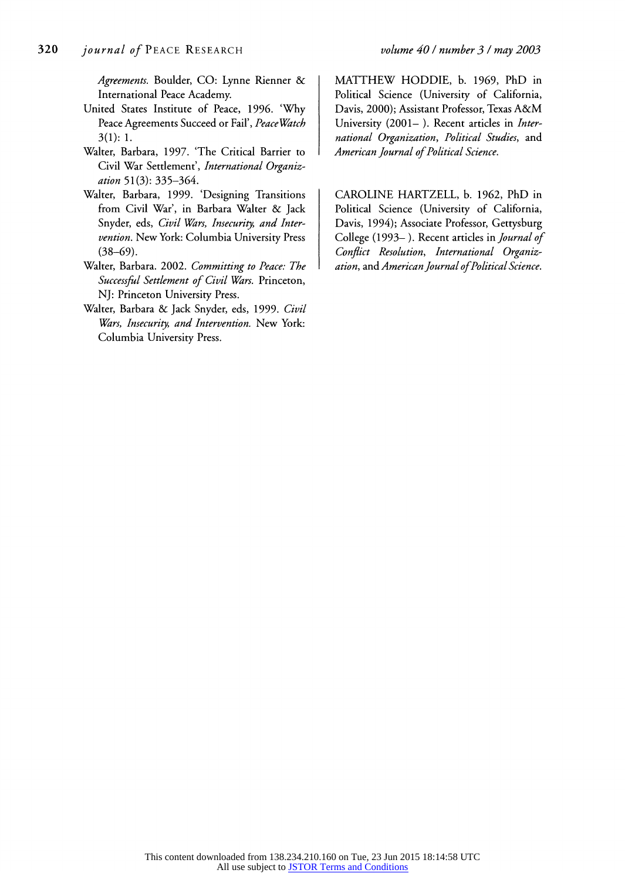*Agreements*. Boulder, CO: Lynne Rienner & International Peace Academy.

United States Institute of Peace, 1996. 'Why Peace Agreements Succeed or Fail', *Peace Watch* 3(1): 1.

Walter, Barbara, 1997. 'The Critical Barrier to Civil War Settlement', *International Organization* 51(3): 335–364.

Walter, Barbara, 1999. 'Designing Transitions from Civil War', in Barbara Walter & Jack Snyder, eds, *Civil Wars, Insecurity, and Intervention*. New York: Columbia University Press (38–69).

Walter, Barbara. 2002. *Committing to Peace: The Successful Settlement of Civil Wars*. Princeton, NJ: Princeton University Press.

Walter, Barbara & Jack Snyder, eds, 1999. *Civil Wars, Insecurity, and Intervention*. New York: Columbia University Press.

MATTHEW HODDIE, b. 1969, PhD in Political Science (University of California, Davis, 2000); Assistant Professor, Texas A&M University (2001– ). Recent articles in *International Organization*, *Political Studies*, and *American Journal of Political Science*.

CAROLINE HARTZELL, b. 1962, PhD in Political Science (University of California, Davis, 1994); Associate Professor, Gettysburg College (1993– ). Recent articles in *Journal of Conflict Resolution*, *International Organization*, and *American Journal of Political Science*.

This content downloaded from 138.234.210.160 on Tue, 23 Jun 2015 18:14:58 UTC
All use subject to JSTOR Terms and Conditions